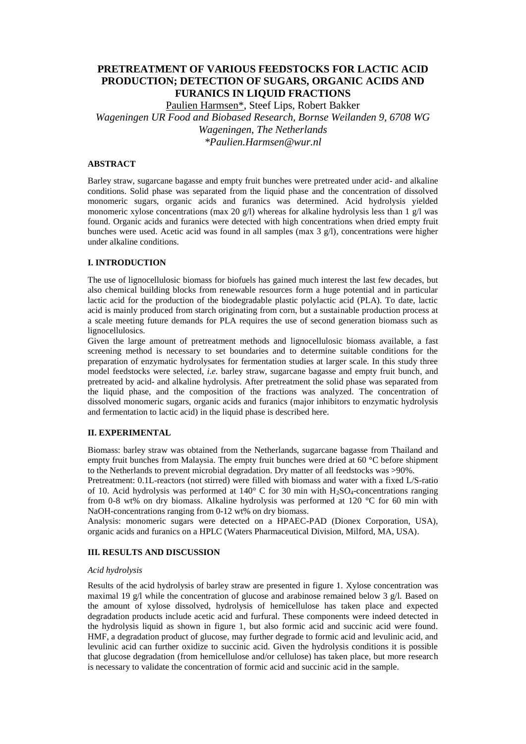# PRETREATMENT OF VARIOUS FEEDSTOCKS FOR LACTIC ACID PRODUCTION; DETECTION OF SUGARS, ORGANIC ACIDS AND FURANICS IN LIQUID FRACTIONS

Paulien Harmsen*, Steef Lips, Robert Bakker

*Wageningen UR Food and Biobased Research, Bornse Weilanden 9, 6708 WG Wageningen, The Netherlands*

*\*Paulien.Harmsen@wur.nl*

## ABSTRACT

Barley straw, sugarcane bagasse and empty fruit bunches were pretreated under acid- and alkaline conditions. Solid phase was separated from the liquid phase and the concentration of dissolved monomeric sugars, organic acids and furanics was determined. Acid hydrolysis yielded monomeric xylose concentrations (max 20 g/l) whereas for alkaline hydrolysis less than 1 g/l was found. Organic acids and furanics were detected with high concentrations when dried empty fruit bunches were used. Acetic acid was found in all samples (max 3 g/l), concentrations were higher under alkaline conditions.

## I. INTRODUCTION

The use of lignocellulosic biomass for biofuels has gained much interest the last few decades, but also chemical building blocks from renewable resources form a huge potential and in particular lactic acid for the production of the biodegradable plastic polylactic acid (PLA). To date, lactic acid is mainly produced from starch originating from corn, but a sustainable production process at a scale meeting future demands for PLA requires the use of second generation biomass such as lignocellulosics.

Given the large amount of pretreatment methods and lignocellulosic biomass available, a fast screening method is necessary to set boundaries and to determine suitable conditions for the preparation of enzymatic hydrolysates for fermentation studies at larger scale. In this study three model feedstocks were selected, *i.e.* barley straw, sugarcane bagasse and empty fruit bunch, and pretreated by acid- and alkaline hydrolysis. After pretreatment the solid phase was separated from the liquid phase, and the composition of the fractions was analyzed. The concentration of dissolved monomeric sugars, organic acids and furanics (major inhibitors to enzymatic hydrolysis and fermentation to lactic acid) in the liquid phase is described here.

## II. EXPERIMENTAL

Biomass: barley straw was obtained from the Netherlands, sugarcane bagasse from Thailand and empty fruit bunches from Malaysia. The empty fruit bunches were dried at 60 °C before shipment to the Netherlands to prevent microbial degradation. Dry matter of all feedstocks was >90%.

Pretreatment: 0.1L-reactors (not stirred) were filled with biomass and water with a fixed L/S-ratio of 10. Acid hydrolysis was performed at 140° C for 30 min with $H_2SO_4$-concentrations ranging from 0-8 wt% on dry biomass. Alkaline hydrolysis was performed at 120 °C for 60 min with NaOH-concentrations ranging from 0-12 wt% on dry biomass.

Analysis: monomeric sugars were detected on a HPAEC-PAD (Dionex Corporation, USA), organic acids and furanics on a HPLC (Waters Pharmaceutical Division, Milford, MA, USA).

## III. RESULTS AND DISCUSSION

### *Acid hydrolysis*

Results of the acid hydrolysis of barley straw are presented in figure 1. Xylose concentration was maximal 19 g/l while the concentration of glucose and arabinose remained below 3 g/l. Based on the amount of xylose dissolved, hydrolysis of hemicellulose has taken place and expected degradation products include acetic acid and furfural. These components were indeed detected in the hydrolysis liquid as shown in figure 1, but also formic acid and succinic acid were found. HMF, a degradation product of glucose, may further degrade to formic acid and levulinic acid, and levulinic acid can further oxidize to succinic acid. Given the hydrolysis conditions it is possible that glucose degradation (from hemicellulose and/or cellulose) has taken place, but more research is necessary to validate the concentration of formic acid and succinic acid in the sample.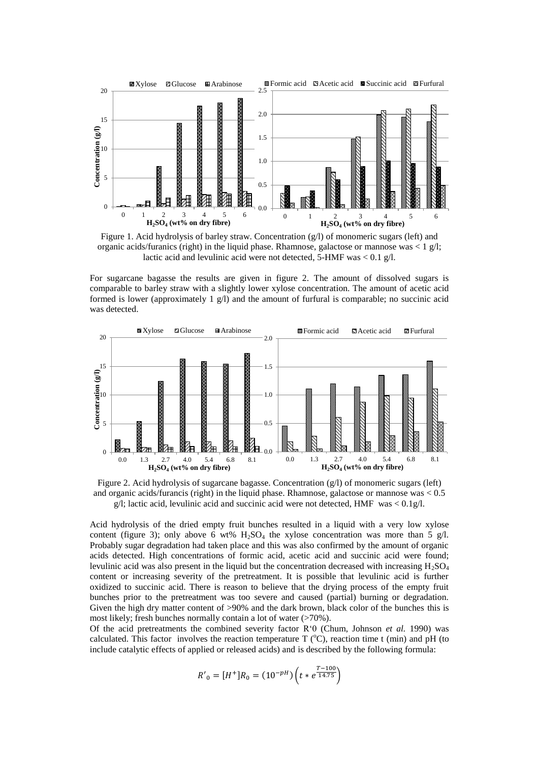Figure 1. Acid hydrolysis of barley straw. Concentration (g/l) of monomeric sugars (left) and organic acids/furanics (right) in the liquid phase. Rhamnose, galactose or mannose was < 1 g/l; lactic acid and levulinic acid were not detected, 5-HMF was < 0.1 g/l.

For sugarcane bagasse the results are given in figure 2. The amount of dissolved sugars is comparable to barley straw with a slightly lower xylose concentration. The amount of acetic acid formed is lower (approximately 1 g/l) and the amount of furfural is comparable; no succinic acid was detected.

Figure 2. Acid hydrolysis of sugarcane bagasse. Concentration (g/l) of monomeric sugars (left) and organic acids/furancis (right) in the liquid phase. Rhamnose, galactose or mannose was < 0.5 g/l; lactic acid, levulinic acid and succinic acid were not detected, HMF was < 0.1g/l.

Acid hydrolysis of the dried empty fruit bunches resulted in a liquid with a very low xylose content (figure 3); only above 6 wt% $H_2SO_4$ the xylose concentration was more than 5 g/l. Probably sugar degradation had taken place and this was also confirmed by the amount of organic acids detected. High concentrations of formic acid, acetic acid and succinic acid were found; levulinic acid was also present in the liquid but the concentration decreased with increasing $H_2SO_4$ content or increasing severity of the pretreatment. It is possible that levulinic acid is further oxidized to succinic acid. There is reason to believe that the drying process of the empty fruit bunches prior to the pretreatment was too severe and caused (partial) burning or degradation. Given the high dry matter content of >90% and the dark brown, black color of the bunches this is most likely; fresh bunches normally contain a lot of water (>70%).

Of the acid pretreatments the combined severity factor R'0 (Chum, Johnson *et al.* 1990) was calculated. This factor involves the reaction temperature T ($^oC$), reaction time t (min) and pH (to include catalytic effects of applied or released acids) and is described by the following formula:

$$R'_0 = [H^+]R_0 = (10^{-pH})\left(t * e^{\frac{T-100}{14.75}}\right)$$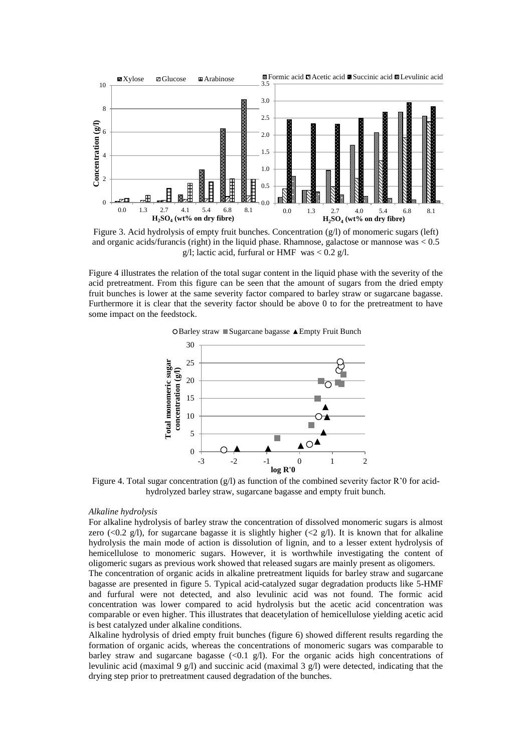Figure 3. Acid hydrolysis of empty fruit bunches. Concentration (g/l) of monomeric sugars (left) and organic acids/furancis (right) in the liquid phase. Rhamnose, galactose or mannose was < 0.5 g/l; lactic acid, furfural or HMF was < 0.2 g/l.

Figure 4 illustrates the relation of the total sugar content in the liquid phase with the severity of the acid pretreatment. From this figure can be seen that the amount of sugars from the dried empty fruit bunches is lower at the same severity factor compared to barley straw or sugarcane bagasse. Furthermore it is clear that the severity factor should be above 0 to for the pretreatment to have some impact on the feedstock.

Figure 4. Total sugar concentration (g/l) as function of the combined severity factor R'0 for acid-hydrolyzed barley straw, sugarcane bagasse and empty fruit bunch.

*Alkaline hydrolysis*

For alkaline hydrolysis of barley straw the concentration of dissolved monomeric sugars is almost zero (<0.2 g/l), for sugarcane bagasse it is slightly higher (<2 g/l). It is known that for alkaline hydrolysis the main mode of action is dissolution of lignin, and to a lesser extent hydrolysis of hemicellulose to monomeric sugars. However, it is worthwhile investigating the content of oligomeric sugars as previous work showed that released sugars are mainly present as oligomers.

The concentration of organic acids in alkaline pretreatment liquids for barley straw and sugarcane bagasse are presented in figure 5. Typical acid-catalyzed sugar degradation products like 5-HMF and furfural were not detected, and also levulinic acid was not found. The formic acid concentration was lower compared to acid hydrolysis but the acetic acid concentration was comparable or even higher. This illustrates that deacetylation of hemicellulose yielding acetic acid is best catalyzed under alkaline conditions.

Alkaline hydrolysis of dried empty fruit bunches (figure 6) showed different results regarding the formation of organic acids, whereas the concentrations of monomeric sugars was comparable to barley straw and sugarcane bagasse (<0.1 g/l). For the organic acids high concentrations of levulinic acid (maximal 9 g/l) and succinic acid (maximal 3 g/l) were detected, indicating that the drying step prior to pretreatment caused degradation of the bunches.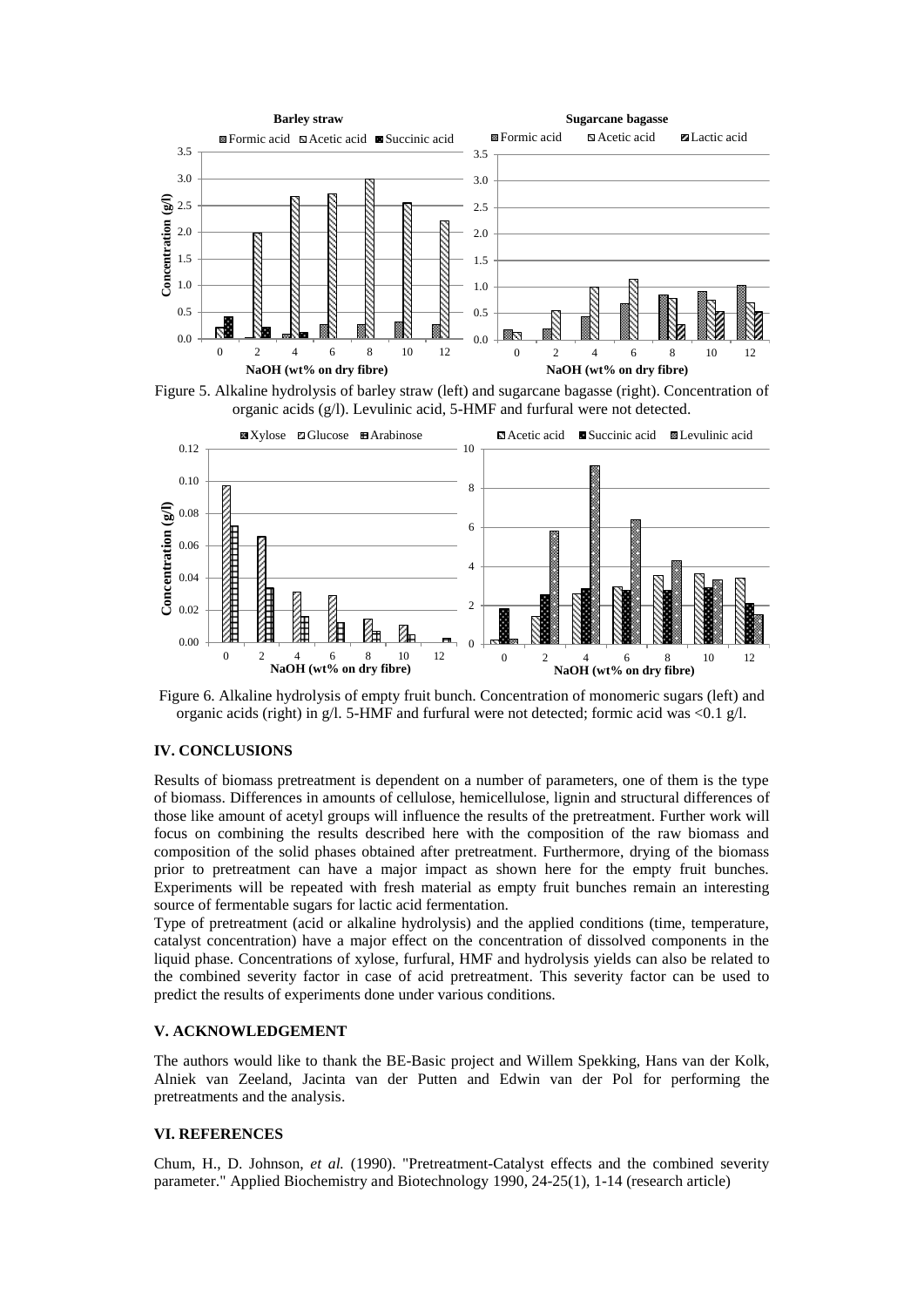Barley straw

Formic acid  Acetic acid  Succinic acid

Concentration (g/l)

3.5
3.0
2.5
2.0
1.5
1.0
0.5
0.0

0 2 4 6 8 10 12

NaOH (wt% on dry fibre)

Sugarcane bagasse

Formic acid  Acetic acid  Lactic acid

3.5
3.0
2.5
2.0
1.5
1.0
0.5
0.0

0 2 4 6 8 10 12

NaOH (wt% on dry fibre)

Figure 5. Alkaline hydrolysis of barley straw (left) and sugarcane bagasse (right). Concentration of organic acids (g/l). Levulinic acid, 5-HMF and furfural were not detected.

Xylose  Glucose  Arabinose

Concentration (g/l)

0.12
0.10
0.08
0.06
0.04
0.02
0.00

0 2 4 6 8 10 12

NaOH (wt% on dry fibre)

Acetic acid  Succinic acid  Levulinic acid

10
8
6
4
2
0

0 2 4 6 8 10 12

NaOH (wt% on dry fibre)

Figure 6. Alkaline hydrolysis of empty fruit bunch. Concentration of monomeric sugars (left) and organic acids (right) in g/l. 5-HMF and furfural were not detected; formic acid was <0.1 g/l.

## IV. CONCLUSIONS

Results of biomass pretreatment is dependent on a number of parameters, one of them is the type of biomass. Differences in amounts of cellulose, hemicellulose, lignin and structural differences of those like amount of acetyl groups will influence the results of the pretreatment. Further work will focus on combining the results described here with the composition of the raw biomass and composition of the solid phases obtained after pretreatment. Furthermore, drying of the biomass prior to pretreatment can have a major impact as shown here for the empty fruit bunches. Experiments will be repeated with fresh material as empty fruit bunches remain an interesting source of fermentable sugars for lactic acid fermentation.

Type of pretreatment (acid or alkaline hydrolysis) and the applied conditions (time, temperature, catalyst concentration) have a major effect on the concentration of dissolved components in the liquid phase. Concentrations of xylose, furfural, HMF and hydrolysis yields can also be related to the combined severity factor in case of acid pretreatment. This severity factor can be used to predict the results of experiments done under various conditions.

## V. ACKNOWLEDGEMENT

The authors would like to thank the BE-Basic project and Willem Spekking, Hans van der Kolk, Alniek van Zeeland, Jacinta van der Putten and Edwin van der Pol for performing the pretreatments and the analysis.

## VI. REFERENCES

Chum, H., D. Johnson, *et al.* (1990). "Pretreatment-Catalyst effects and the combined severity parameter." Applied Biochemistry and Biotechnology 1990, 24-25(1), 1-14 (research article)